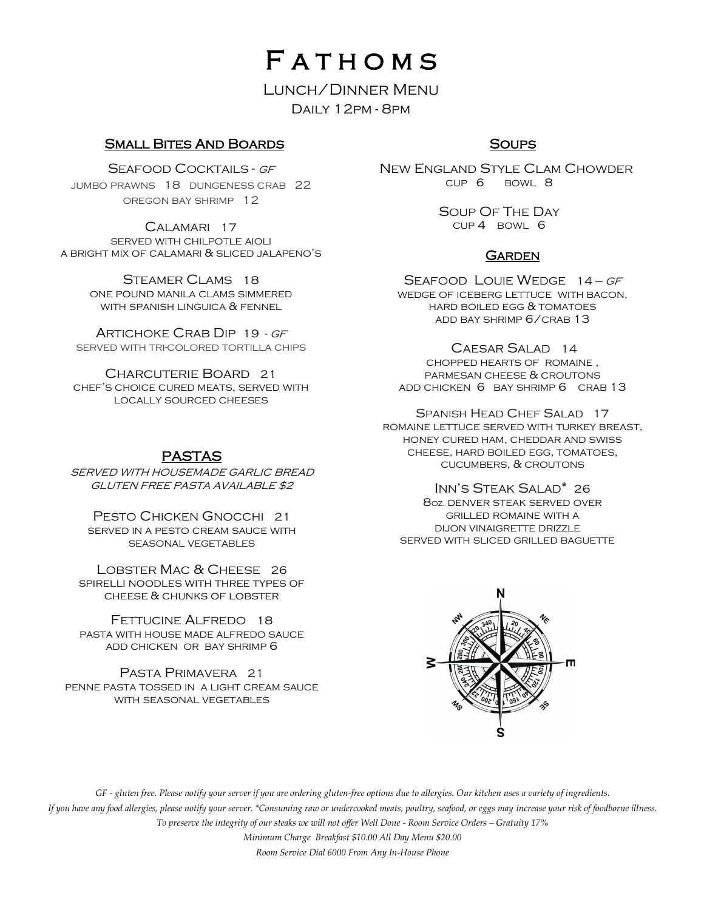# Fathoms

Lunch/Dinner Menu

Daily 12pm - 8pm

## Small Bites And Boards

### Seafood Cocktails - *gf*

jumbo prawns 18 dungeness crab 22
oregon bay shrimp 12

### Calamari 17

served with chilpotle aioli
a bright mix of calamari & sliced jalapeno's

### Steamer Clams 18

one pound manila clams simmered
with spanish linguica & fennel

### Artichoke Crab Dip 19 - *gf*

served with tri-colored tortilla chips

### Charcuterie Board 21

chef's choice cured meats, served with
locally sourced cheeses

## Pastas

*served with housemade garlic bread*
*gluten free pasta available $2*

### Pesto Chicken Gnocchi 21

served in a pesto cream sauce with
seasonal vegetables

### Lobster Mac & Cheese 26

spirelli noodles with three types of
cheese & chunks of lobster

### Fettucine Alfredo 18

pasta with house made alfredo sauce
add chicken or bay shrimp 6

### Pasta Primavera 21

penne pasta tossed in a light cream sauce
with seasonal vegetables

## Soups

### New England Style Clam Chowder

cup 6 bowl 8

### Soup Of The Day

cup 4 bowl 6

## Garden

### Seafood Louie Wedge 14 – *gf*

wedge of iceberg lettuce with bacon,
hard boiled egg & tomatoes
add bay shrimp 6/crab 13

### Caesar Salad 14

chopped hearts of romaine ,
parmesan cheese & croutons
add chicken 6 bay shrimp 6 crab 13

### Spanish Head Chef Salad 17

romaine lettuce served with turkey breast,
honey cured ham, cheddar and swiss
cheese, hard boiled egg, tomatoes,
cucumbers, & croutons

### Inn's Steak Salad* 26

8oz. denver steak served over
grilled romaine with a
dijon vinaigrette drizzle
served with sliced grilled baguette

*GF - gluten free. Please notify your server if you are ordering gluten-free options due to allergies. Our kitchen uses a variety of ingredients.*
*If you have any food allergies, please notify your server. *Consuming raw or undercooked meats, poultry, seafood, or eggs may increase your risk of foodborne illness.*
*To preserve the integrity of our steaks we will not offer Well Done - Room Service Orders – Gratuity 17%*
*Minimum Charge Breakfast $10.00 All Day Menu $20.00*
*Room Service Dial 6000 From Any In-House Phone*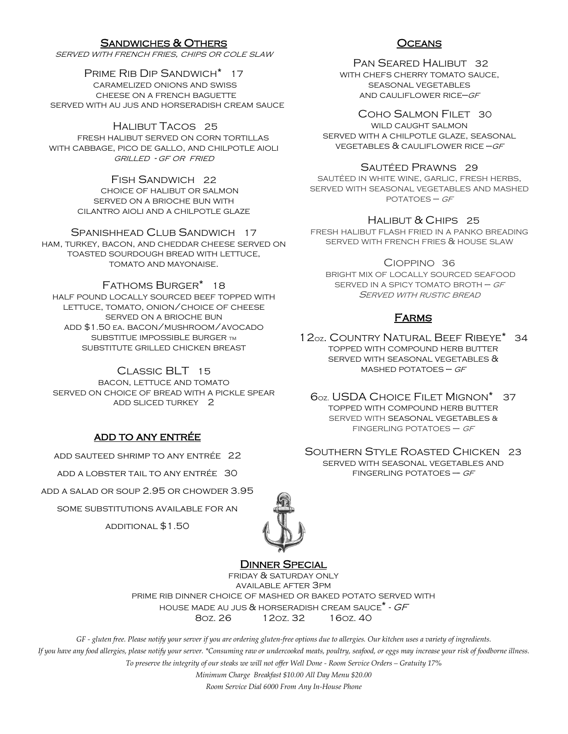## Sandwiches & Others

*served with french fries, chips or cole slaw*

### Prime Rib Dip Sandwich* 17

caramelized onions and swiss
cheese on a french baguette
served with au jus and horseradish cream sauce

### Halibut Tacos 25

fresh halibut served on corn tortillas
with cabbage, pico de gallo, and chilpotle aioli
*grilled - gf or fried*

### Fish Sandwich 22

choice of halibut or salmon
served on a brioche bun with
cilantro aioli and a chilpotle glaze

### Spanishhead Club Sandwich 17

ham, turkey, bacon, and cheddar cheese served on
toasted sourdough bread with lettuce,
tomato and mayonaise.

### Fathoms Burger* 18

half pound locally sourced beef topped with
lettuce, tomato, onion/choice of cheese
served on a brioche bun
add $1.50 ea. bacon/mushroom/avocado
substitue impossible burger ™
substitute grilled chicken breast

### Classic BLT 15

bacon, lettuce and tomato
served on choice of bread with a pickle spear
add sliced turkey 2

## add to any entrée

add sauteed shrimp to any entrée 22

add a lobster tail to any entrée 30

add a salad or soup 2.95 or chowder 3.95

some substitutions available for an

additional $1.50

## Oceans

### Pan Seared Halibut 32

with chefs cherry tomato sauce,
seasonal vegetables
and cauliflower rice–*gf*

### Coho Salmon Filet 30

wild caught salmon
served with a chilpotle glaze, seasonal
vegetables & cauliflower rice –*gf*

### Sautéed Prawns 29

sautéed in white wine, garlic, fresh herbs,
served with seasonal vegetables and mashed
potatoes – *gf*

### Halibut & Chips 25

fresh halibut flash fried in a panko breading
served with french fries & house slaw

### Cioppino 36

bright mix of locally sourced seafood
served in a spicy tomato broth – *gf*
*Served with rustic bread*

## Farms

### 12oz. Country Natural Beef Ribeye* 34

topped with compound herb butter
served with seasonal vegetables &
mashed potatoes – *gf*

### 6oz. USDA Choice Filet Mignon* 37

topped with compound herb butter
served with seasonal vegetables &
fingerling potatoes – *gf*

### Southern Style Roasted Chicken 23

served with seasonal vegetables and
fingerling potatoes – *gf*

## Dinner Special

friday & saturday only
available after 3pm
prime rib dinner choice of mashed or baked potato served with
house made au jus & horseradish cream sauce* - *GF*
8oz. 26 12oz. 32 16oz. 40

*GF - gluten free. Please notify your server if you are ordering gluten-free options due to allergies. Our kitchen uses a variety of ingredients.*
*If you have any food allergies, please notify your server. *Consuming raw or undercooked meats, poultry, seafood, or eggs may increase your risk of foodborne illness.*
*To preserve the integrity of our steaks we will not offer Well Done - Room Service Orders – Gratuity 17%*
*Minimum Charge Breakfast $10.00 All Day Menu $20.00*
*Room Service Dial 6000 From Any In-House Phone*